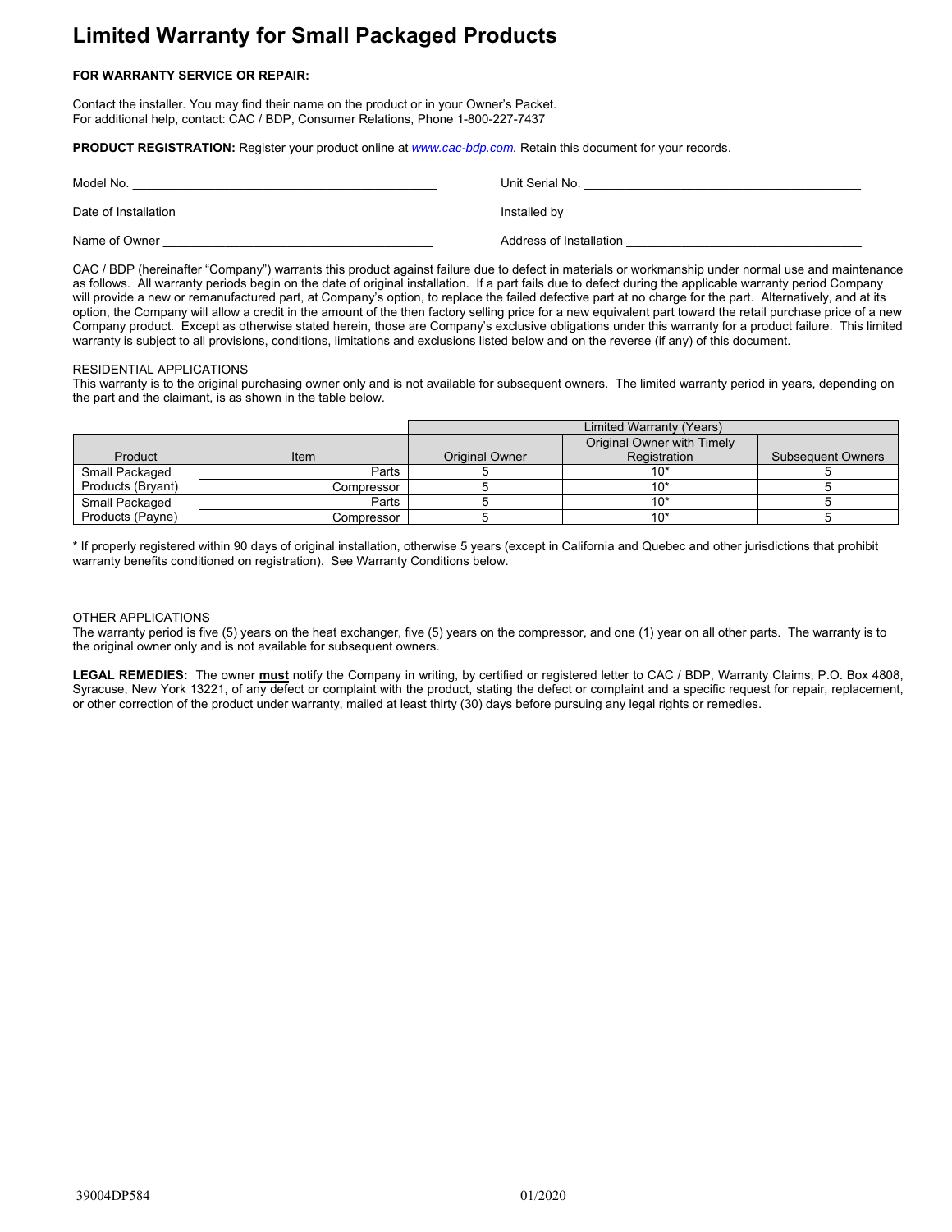# Limited Warranty for Small Packaged Products

**FOR WARRANTY SERVICE OR REPAIR:**

Contact the installer. You may find their name on the product or in your Owner's Packet.
For additional help, contact: CAC / BDP, Consumer Relations, Phone 1-800-227-7437

**PRODUCT REGISTRATION:** Register your product online at *www.cac-bdp.com*. Retain this document for your records.

Model No. ____________________________________________ Unit Serial No. ________________________________________

Date of Installation _____________________________________ Installed by ____________________________________________

Name of Owner _______________________________________ Address of Installation _________________________________

CAC / BDP (hereinafter "Company") warrants this product against failure due to defect in materials or workmanship under normal use and maintenance as follows. All warranty periods begin on the date of original installation. If a part fails due to defect during the applicable warranty period Company will provide a new or remanufactured part, at Company's option, to replace the failed defective part at no charge for the part. Alternatively, and at its option, the Company will allow a credit in the amount of the then factory selling price for a new equivalent part toward the retail purchase price of a new Company product. Except as otherwise stated herein, those are Company's exclusive obligations under this warranty for a product failure. This limited warranty is subject to all provisions, conditions, limitations and exclusions listed below and on the reverse (if any) of this document.

RESIDENTIAL APPLICATIONS
This warranty is to the original purchasing owner only and is not available for subsequent owners. The limited warranty period in years, depending on the part and the claimant, is as shown in the table below.

| | | Limited Warranty (Years) | | |
|---|---|---|---|---|
| Product | Item | Original Owner | Original Owner with Timely Registration | Subsequent Owners |
| Small Packaged Products (Bryant) | Parts | 5 | 10* | 5 |
| | Compressor | 5 | 10* | 5 |
| Small Packaged Products (Payne) | Parts | 5 | 10* | 5 |
| | Compressor | 5 | 10* | 5 |

* If properly registered within 90 days of original installation, otherwise 5 years (except in California and Quebec and other jurisdictions that prohibit warranty benefits conditioned on registration). See Warranty Conditions below.

OTHER APPLICATIONS
The warranty period is five (5) years on the heat exchanger, five (5) years on the compressor, and one (1) year on all other parts. The warranty is to the original owner only and is not available for subsequent owners.

**LEGAL REMEDIES:** The owner **must** notify the Company in writing, by certified or registered letter to CAC / BDP, Warranty Claims, P.O. Box 4808, Syracuse, New York 13221, of any defect or complaint with the product, stating the defect or complaint and a specific request for repair, replacement, or other correction of the product under warranty, mailed at least thirty (30) days before pursuing any legal rights or remedies.

39004DP584 01/2020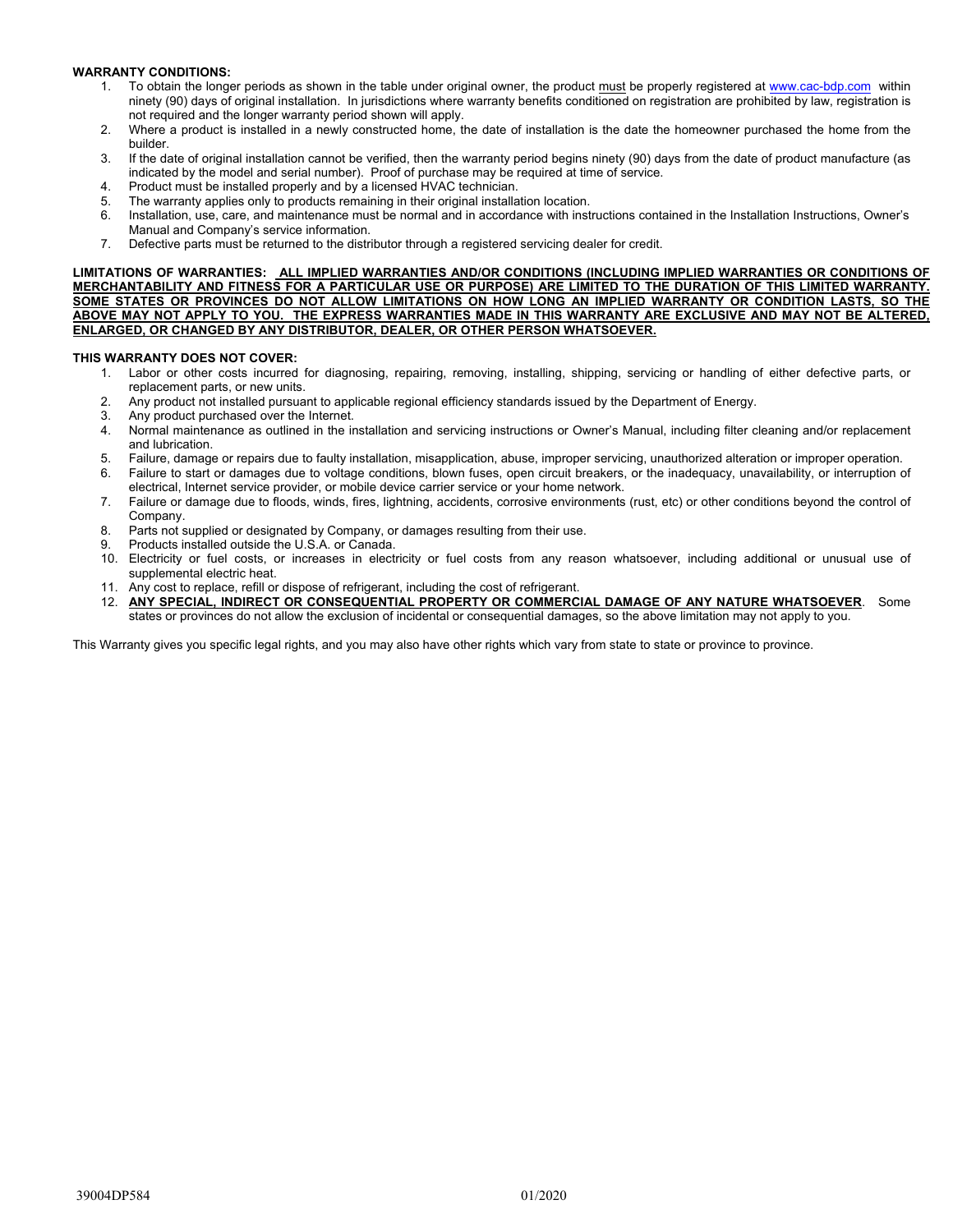**WARRANTY CONDITIONS:**

1. To obtain the longer periods as shown in the table under original owner, the product must be properly registered at www.cac-bdp.com within ninety (90) days of original installation. In jurisdictions where warranty benefits conditioned on registration are prohibited by law, registration is not required and the longer warranty period shown will apply.
2. Where a product is installed in a newly constructed home, the date of installation is the date the homeowner purchased the home from the builder.
3. If the date of original installation cannot be verified, then the warranty period begins ninety (90) days from the date of product manufacture (as indicated by the model and serial number). Proof of purchase may be required at time of service.
4. Product must be installed properly and by a licensed HVAC technician.
5. The warranty applies only to products remaining in their original installation location.
6. Installation, use, care, and maintenance must be normal and in accordance with instructions contained in the Installation Instructions, Owner's Manual and Company's service information.
7. Defective parts must be returned to the distributor through a registered servicing dealer for credit.

**LIMITATIONS OF WARRANTIES: ALL IMPLIED WARRANTIES AND/OR CONDITIONS (INCLUDING IMPLIED WARRANTIES OR CONDITIONS OF MERCHANTABILITY AND FITNESS FOR A PARTICULAR USE OR PURPOSE) ARE LIMITED TO THE DURATION OF THIS LIMITED WARRANTY. SOME STATES OR PROVINCES DO NOT ALLOW LIMITATIONS ON HOW LONG AN IMPLIED WARRANTY OR CONDITION LASTS, SO THE ABOVE MAY NOT APPLY TO YOU. THE EXPRESS WARRANTIES MADE IN THIS WARRANTY ARE EXCLUSIVE AND MAY NOT BE ALTERED, ENLARGED, OR CHANGED BY ANY DISTRIBUTOR, DEALER, OR OTHER PERSON WHATSOEVER.**

**THIS WARRANTY DOES NOT COVER:**

1. Labor or other costs incurred for diagnosing, repairing, removing, installing, shipping, servicing or handling of either defective parts, or replacement parts, or new units.
2. Any product not installed pursuant to applicable regional efficiency standards issued by the Department of Energy.
3. Any product purchased over the Internet.
4. Normal maintenance as outlined in the installation and servicing instructions or Owner's Manual, including filter cleaning and/or replacement and lubrication.
5. Failure, damage or repairs due to faulty installation, misapplication, abuse, improper servicing, unauthorized alteration or improper operation.
6. Failure to start or damages due to voltage conditions, blown fuses, open circuit breakers, or the inadequacy, unavailability, or interruption of electrical, Internet service provider, or mobile device carrier service or your home network.
7. Failure or damage due to floods, winds, fires, lightning, accidents, corrosive environments (rust, etc) or other conditions beyond the control of Company.
8. Parts not supplied or designated by Company, or damages resulting from their use.
9. Products installed outside the U.S.A. or Canada.
10. Electricity or fuel costs, or increases in electricity or fuel costs from any reason whatsoever, including additional or unusual use of supplemental electric heat.
11. Any cost to replace, refill or dispose of refrigerant, including the cost of refrigerant.
12. **ANY SPECIAL, INDIRECT OR CONSEQUENTIAL PROPERTY OR COMMERCIAL DAMAGE OF ANY NATURE WHATSOEVER**. Some states or provinces do not allow the exclusion of incidental or consequential damages, so the above limitation may not apply to you.

This Warranty gives you specific legal rights, and you may also have other rights which vary from state to state or province to province.

39004DP584 01/2020